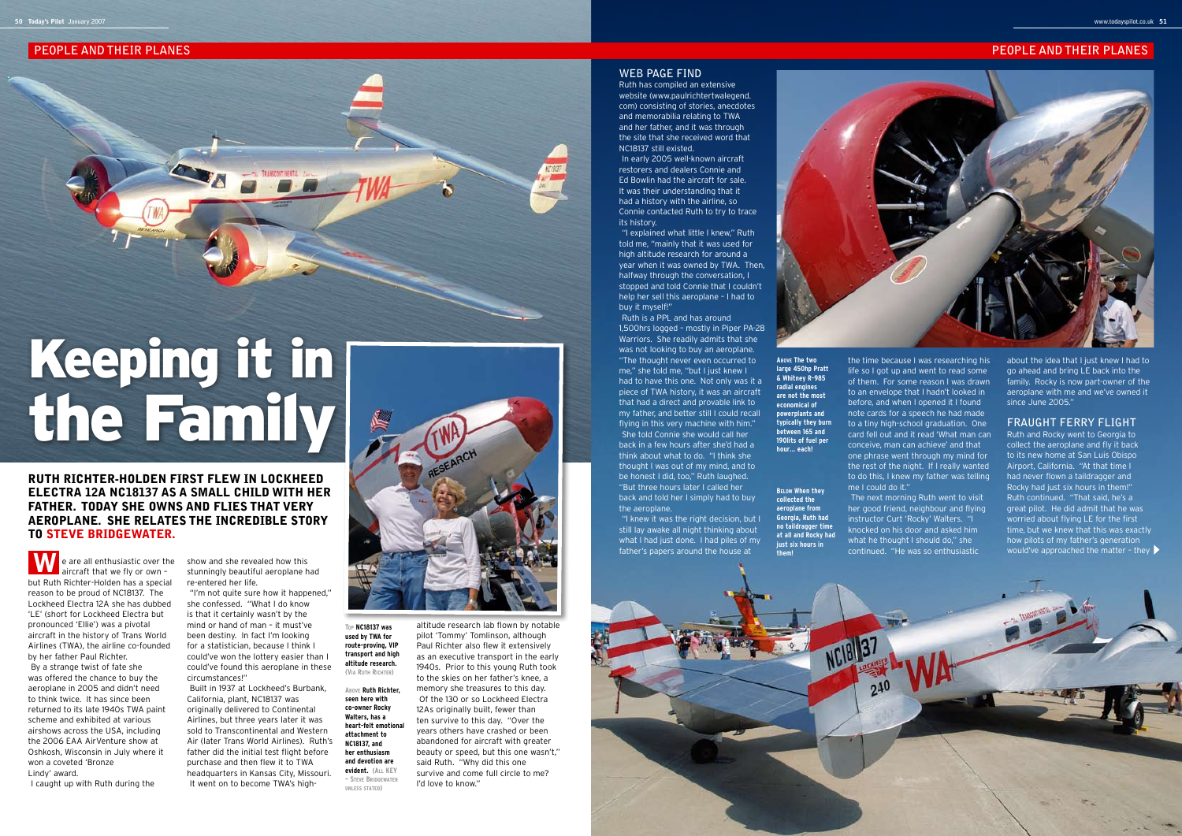# Keeping it in the Family

**RUTH RICHTER-HOLDEN FIRST FLEW IN LOCKHEED ELECTRA 12A NC18137 AS A SMALL CHILD WITH HER FATHER. TODAY SHE OWNS AND FLIES THAT VERY AEROPLANE. SHE RELATES THE INCREDIBLE STORY TO STEVE BRIDGEWATER.**

We are all enthusiastic over the aircraft that we fly or own – but Ruth Richter-Holden has a special reason to be proud of NC18137. The Lockheed Electra 12A she has dubbed 'LE' (short for Lockheed Electra but pronounced 'Ellie') was a pivotal aircraft in the history of Trans World Airlines (TWA), the airline co-founded by her father Paul Richter.

By a strange twist of fate she was offered the chance to buy the aeroplane in 2005 and didn't need to think twice. It has since been returned to its late 1940s TWA paint scheme and exhibited at various airshows across the USA, including the 2006 EAA AirVenture show at Oshkosh, Wisconsin in July where it won a coveted 'Bronze Lindy' award.

I caught up with Ruth during the show and she revealed how this stunningly beautiful aeroplane had re-entered her life.

"I'm not quite sure how it happened," she confessed. "What I do know is that it certainly wasn't by the mind or hand of man – it must've been destiny. In fact I'm looking for a statistician, because I think I could've won the lottery easier than I could've found this aeroplane in these circumstances!"

Built in 1937 at Lockheed's Burbank, California, plant, NC18137 was originally delivered to Continental Airlines, but three years later it was sold to Transcontinental and Western Air (later Trans World Airlines). Ruth's father did the initial test flight before purchase and then flew it to TWA headquarters in Kansas City, Missouri.

It went on to become TWA's high-altitude research lab flown by notable pilot 'Tommy' Tomlinson, although Paul Richter also flew it extensively as an executive transport in the early 1940s. Prior to this young Ruth took to the skies on her father's knee, a memory she treasures to this day.

Of the 130 or so Lockheed Electra 12As originally built, fewer than ten survive to this day. "Over the years others have crashed or been abandoned for aircraft with greater beauty or speed, but this one wasn't," said Ruth. "Why did this one survive and come full circle to me? I'd love to know."

TOP **NC18137 was used by TWA for route-proving, VIP transport and high altitude research.** (VIA RUTH RICHTER)

ABOVE **Ruth Richter, seen here with co-owner Rocky Walters, has a heart-felt emotional attachment to NC18137, and her enthusiasm and devotion are evident.** (ALL KEY – STEVE BRIDGEWATER UNLESS STATED)

## WEB PAGE FIND

Ruth has compiled an extensive website (www.paulrichtertwalegend.com) consisting of stories, anecdotes and memorabilia relating to TWA and her father, and it was through the site that she received word that NC18137 still existed.

In early 2005 well-known aircraft restorers and dealers Connie and Ed Bowlin had the aircraft for sale. It was their understanding that it had a history with the airline, so Connie contacted Ruth to try to trace its history.

"I explained what little I knew," Ruth told me, "mainly that it was used for high altitude research for around a year when it was owned by TWA. Then, halfway through the conversation, I stopped and told Connie that I couldn't help her sell this aeroplane – I had to buy it myself!"

Ruth is a PPL and has around 1,500hrs logged – mostly in Piper PA-28 Warriors. She readily admits that she was not looking to buy an aeroplane. "The thought never even occurred to me," she told me, "but I just knew I had to have this one. Not only was it a piece of TWA history, it was an aircraft that had a direct and provable link to my father, and better still I could recall flying in this very machine with him."

She told Connie she would call her back in a few hours after she'd had a think about what to do. "I think she thought I was out of my mind, and to be honest I did, too," Ruth laughed. "But three hours later I called her back and told her I simply had to buy the aeroplane.

"I knew it was the right decision, but I still lay awake all night thinking about what I had just done. I had piles of my father's papers around the house at the time because I was researching his life so I got up and went to read some of them. For some reason I was drawn to an envelope that I hadn't looked in before, and when I opened it I found note cards for a speech he had made to a tiny high-school graduation. One card fell out and it read 'What man can conceive, man can achieve' and that one phrase went through my mind for the rest of the night. If I really wanted to do this, I knew my father was telling me I could do it."

The next morning Ruth went to visit her good friend, neighbour and flying instructor Curt 'Rocky' Walters. "I knocked on his door and asked him what he thought I should do," she continued. "He was so enthusiastic about the idea that I just knew I had to go ahead and bring LE back into the family. Rocky is now part-owner of the aeroplane with me and we've owned it since June 2005."

ABOVE **The two large 450hp Pratt & Whitney R-985 radial engines are not the most economical of powerplants and typically they burn between 165 and 190lits of fuel per hour... each!**

BELOW **When they collected the aeroplane from Georgia, Ruth had no taildragger time at all and Rocky had just six hours in them!**

## FRAUGHT FERRY FLIGHT

Ruth and Rocky went to Georgia to collect the aeroplane and fly it back to its new home at San Luis Obispo Airport, California. "At that time I had never flown a taildragger and Rocky had just six hours in them!" Ruth continued. "That said, he's a great pilot. He did admit that he was worried about flying LE for the first time, but we knew that this was exactly how pilots of my father's generation would've approached the matter – they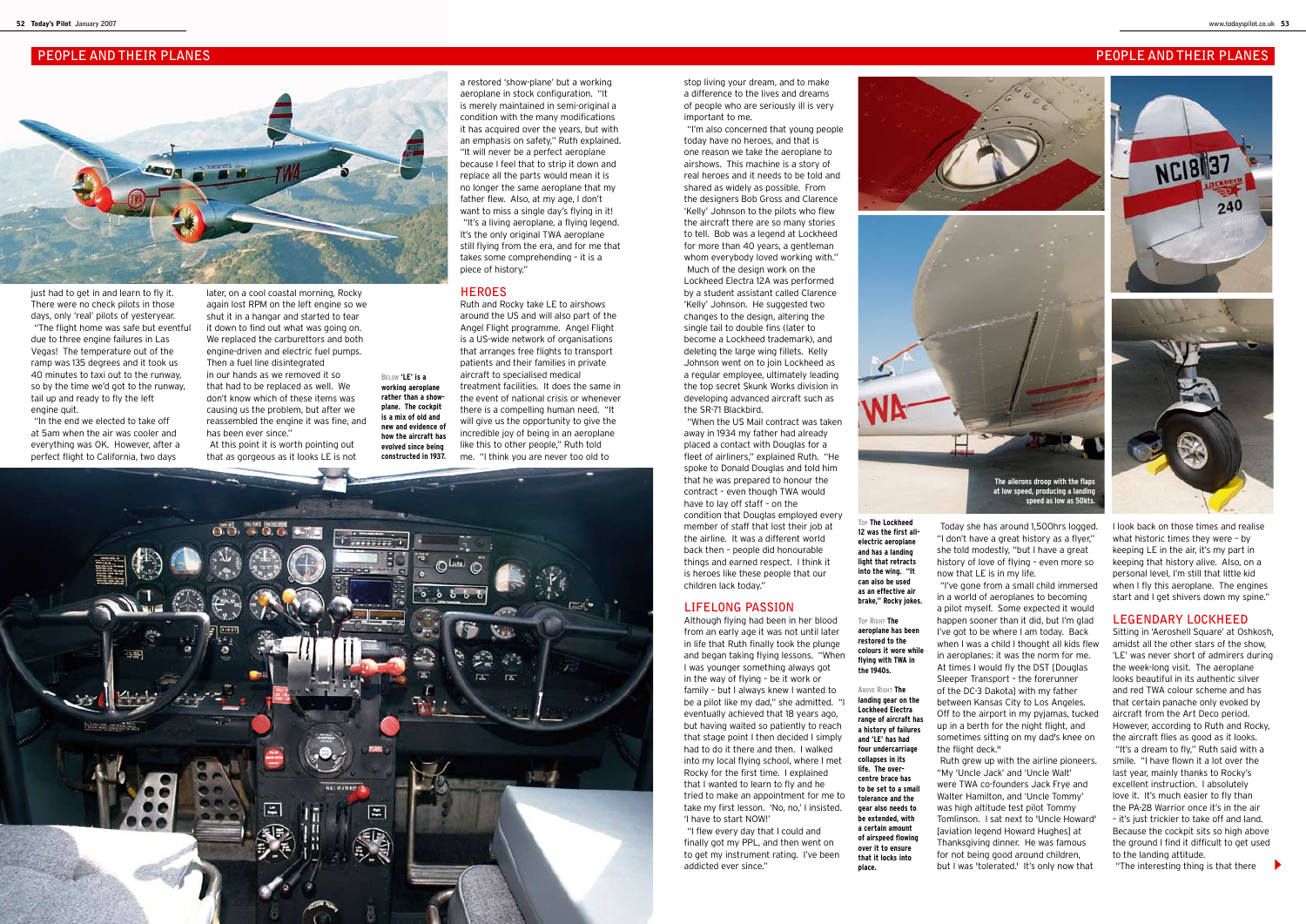just had to get in and learn to fly it. There were no check pilots in those days, only 'real' pilots of yesteryear.

"The flight home was safe but eventful due to three engine failures in Las Vegas! The temperature out of the ramp was 135 degrees and it took us 40 minutes to taxi out to the runway, so by the time we'd got to the runway, tail up and ready to fly the left engine quit.

"In the end we elected to take off at 5am when the air was cooler and everything was OK. However, after a perfect flight to California, two days later, on a cool coastal morning, Rocky again lost RPM on the left engine so we shut it in a hangar and started to tear it down to find out what was going on. We replaced the carburettors and both engine-driven and electric fuel pumps. Then a fuel line disintegrated in our hands as we removed it so that had to be replaced as well. We don't know which of these items was causing us the problem, but after we reassembled the engine it was fine, and has been ever since."

At this point it is worth pointing out that as gorgeous as it looks LE is not a restored 'show-plane' but a working aeroplane in stock configuration. "It is merely maintained in semi-original a condition with the many modifications it has acquired over the years, but with an emphasis on safety," Ruth explained. "It will never be a perfect aeroplane because I feel that to strip it down and replace all the parts would mean it is no longer the same aeroplane that my father flew. Also, at my age, I don't want to miss a single day's flying in it!

"It's a living aeroplane, a flying legend. It's the only original TWA aeroplane still flying from the era, and for me that takes some comprehending – it is a piece of history."

**Below** 'LE' is a working aeroplane rather than a show-plane. The cockpit is a mix of old and new and evidence of how the aircraft has evolved since being constructed in 1937.

## HEROES

Ruth and Rocky take LE to airshows around the US and will also part of the Angel Flight programme. Angel Flight is a US-wide network of organisations that arranges free flights to transport patients and their families in private aircraft to specialised medical treatment facilities. It does the same in the event of national crisis or whenever there is a compelling human need. "It will give us the opportunity to give the incredible joy of being in an aeroplane like this to other people," Ruth told me. "I think you are never too old to stop living your dream, and to make a difference to the lives and dreams of people who are seriously ill is very important to me.

"I'm also concerned that young people today have no heroes, and that is one reason we take the aeroplane to airshows. This machine is a story of real heroes and it needs to be told and shared as widely as possible. From the designers Bob Gross and Clarence 'Kelly' Johnson to the pilots who flew the aircraft there are so many stories to tell. Bob was a legend at Lockheed for more than 40 years, a gentleman whom everybody loved working with."

Much of the design work on the Lockheed Electra 12A was performed by a student assistant called Clarence 'Kelly' Johnson. He suggested two changes to the design, altering the single tail to double fins (later to become a Lockheed trademark), and deleting the large wing fillets. Kelly Johnson went on to join Lockheed as a regular employee, ultimately leading the top secret Skunk Works division in developing advanced aircraft such as the SR-71 Blackbird.

"When the US Mail contract was taken away in 1934 my father had already placed a contract with Douglas for a fleet of airliners," explained Ruth. "He spoke to Donald Douglas and told him that he was prepared to honour the contract – even though TWA would have to lay off staff – on the condition that Douglas employed every member of staff that lost their job at the airline. It was a different world back then – people did honourable things and earned respect. I think it is heroes like these people that our children lack today."

## LIFELONG PASSION

Although flying had been in her blood from an early age it was not until later in life that Ruth finally took the plunge and began taking flying lessons. "When I was younger something always got in the way of flying – be it work or family – but I always knew I wanted to be a pilot like my dad," she admitted. "I eventually achieved that 18 years ago, but having waited so patiently to reach that stage point I then decided I simply had to do it there and then. I walked into my local flying school, where I met Rocky for the first time. I explained that I wanted to learn to fly and he tried to make an appointment for me to take my first lesson. 'No, no,' I insisted. 'I have to start NOW!'

"I flew every day that I could and finally got my PPL, and then went on to get my instrument rating. I've been addicted ever since."

**Top** The Lockheed 12 was the first all-electric aeroplane and has a landing light that retracts into the wing. "It can also be used as an effective air brake," Rocky jokes.

**Top Right** The aeroplane has been restored to the colours it wore while flying with TWA in the 1940s.

**Above Right** The landing gear on the Lockheed Electra range of aircraft has a history of failures and 'LE' has had four undercarriage collapses in its life. The over-centre brace has to be set to a small tolerance and the gear also needs to be extended, with a certain amount of airspeed flowing over it to ensure that it locks into place.

The ailerons droop with the flaps at low speed, producing a landing speed as low as 50kts.

Today she has around 1,500hrs logged. "I don't have a great history as a flyer," she told modestly, "but I have a great history of love of flying – even more so now that LE is in my life.

"I've gone from a small child immersed in a world of aeroplanes to becoming a pilot myself. Some expected it would happen sooner than it did, but I'm glad I've got to be where I am today. Back when I was a child I thought all kids flew in aeroplanes: it was the norm for me. At times I would fly the DST [Douglas Sleeper Transport – the forerunner of the DC-3 Dakota] with my father between Kansas City to Los Angeles. Off to the airport in my pyjamas, tucked up in a berth for the night flight, and sometimes sitting on my dad's knee on the flight deck."

Ruth grew up with the airline pioneers. "My 'Uncle Jack' and 'Uncle Walt' were TWA co-founders Jack Frye and Walter Hamilton, and 'Uncle Tommy' was high altitude test pilot Tommy Tomlinson. I sat next to 'Uncle Howard' [aviation legend Howard Hughes] at Thanksgiving dinner. He was famous for not being good around children, but I was 'tolerated.' It's only now that I look back on those times and realise what historic times they were – by keeping LE in the air, it's my part in keeping that history alive. Also, on a personal level, I'm still that little kid when I fly this aeroplane. The engines start and I get shivers down my spine."

## LEGENDARY LOCKHEED

Sitting in 'Aeroshell Square' at Oshkosh, amidst all the other stars of the show, 'LE' was never short of admirers during the week-long visit. The aeroplane looks beautiful in its authentic silver and red TWA colour scheme and has that certain panache only evoked by aircraft from the Art Deco period. However, according to Ruth and Rocky, the aircraft flies as good as it looks.

"It's a dream to fly," Ruth said with a smile. "I have flown it a lot over the last year, mainly thanks to Rocky's excellent instruction. I absolutely love it. It's much easier to fly than the PA-28 Warrior once it's in the air – it's just trickier to take off and land. Because the cockpit sits so high above the ground I find it difficult to get used to the landing attitude.

"The interesting thing is that there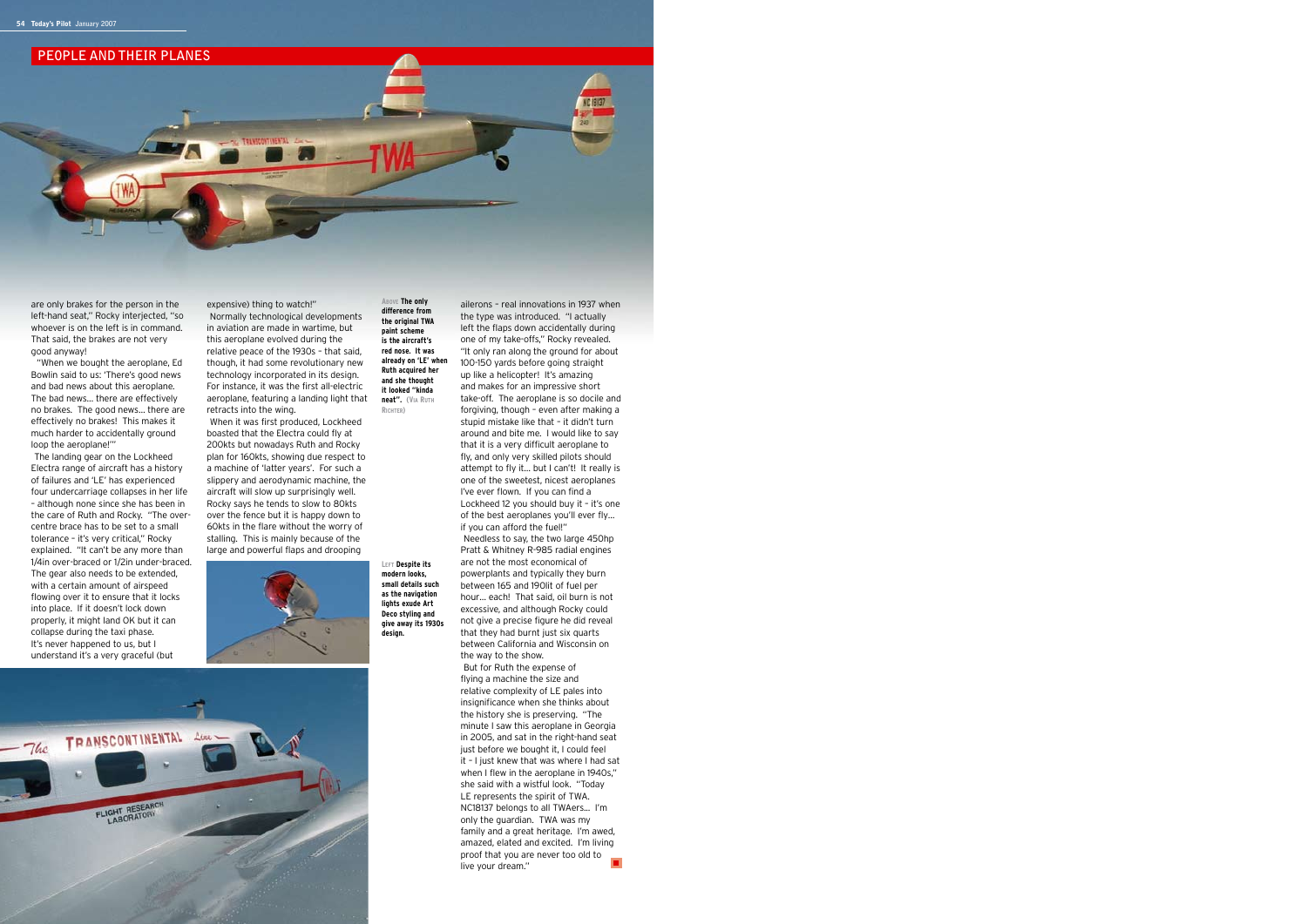## PEOPLE AND THEIR PLANES

are only brakes for the person in the left-hand seat," Rocky interjected, "so whoever is on the left is in command. That said, the brakes are not very good anyway!

"When we bought the aeroplane, Ed Bowlin said to us: 'There's good news and bad news about this aeroplane. The bad news... there are effectively no brakes. The good news... there are effectively no brakes! This makes it much harder to accidentally ground loop the aeroplane!'"

The landing gear on the Lockheed Electra range of aircraft has a history of failures and 'LE' has experienced four undercarriage collapses in her life – although none since she has been in the care of Ruth and Rocky. "The over-centre brace has to be set to a small tolerance – it's very critical," Rocky explained. "It can't be any more than 1/4in over-braced or 1/2in under-braced. The gear also needs to be extended, with a certain amount of airspeed flowing over it to ensure that it locks into place. If it doesn't lock down properly, it might land OK but it can collapse during the taxi phase. It's never happened to us, but I understand it's a very graceful (but expensive) thing to watch!"

Normally technological developments in aviation are made in wartime, but this aeroplane evolved during the relative peace of the 1930s – that said, though, it had some revolutionary new technology incorporated in its design. For instance, it was the first all-electric aeroplane, featuring a landing light that retracts into the wing.

When it was first produced, Lockheed boasted that the Electra could fly at 200kts but nowadays Ruth and Rocky plan for 160kts, showing due respect to a machine of 'latter years'. For such a slippery and aerodynamic machine, the aircraft will slow up surprisingly well. Rocky says he tends to slow to 80kts over the fence but it is happy down to 60kts in the flare without the worry of stalling. This is mainly because of the large and powerful flaps and drooping ailerons – real innovations in 1937 when the type was introduced. "I actually left the flaps down accidentally during one of my take-offs," Rocky revealed. "It only ran along the ground for about 100-150 yards before going straight up like a helicopter! It's amazing and makes for an impressive short take-off. The aeroplane is so docile and forgiving, though – even after making a stupid mistake like that – it didn't turn around and bite me. I would like to say that it is a very difficult aeroplane to fly, and only very skilled pilots should attempt to fly it... but I can't! It really is one of the sweetest, nicest aeroplanes I've ever flown. If you can find a Lockheed 12 you should buy it – it's one of the best aeroplanes you'll ever fly... if you can afford the fuel!"

Needless to say, the two large 450hp Pratt & Whitney R-985 radial engines are not the most economical of powerplants and typically they burn between 165 and 190lit of fuel per hour... each! That said, oil burn is not excessive, and although Rocky could not give a precise figure he did reveal that they had burnt just six quarts between California and Wisconsin on the way to the show.

But for Ruth the expense of flying a machine the size and relative complexity of LE pales into insignificance when she thinks about the history she is preserving. "The minute I saw this aeroplane in Georgia in 2005, and sat in the right-hand seat just before we bought it, I could feel it – I just knew that was where I had sat when I flew in the aeroplane in 1940s," she said with a wistful look. "Today LE represents the spirit of TWA. NC18137 belongs to all TWAers... I'm only the guardian. TWA was my family and a great heritage. I'm awed, amazed, elated and excited. I'm living proof that you are never too old to live your dream."

**ABOVE The only difference from the original TWA paint scheme is the aircraft's red nose. It was already on 'LE' when Ruth acquired her and she thought it looked "kinda neat".** (VIA RUTH RICHTER)

**LEFT Despite its modern looks, small details such as the navigation lights exude Art Deco styling and give away its 1930s design.**